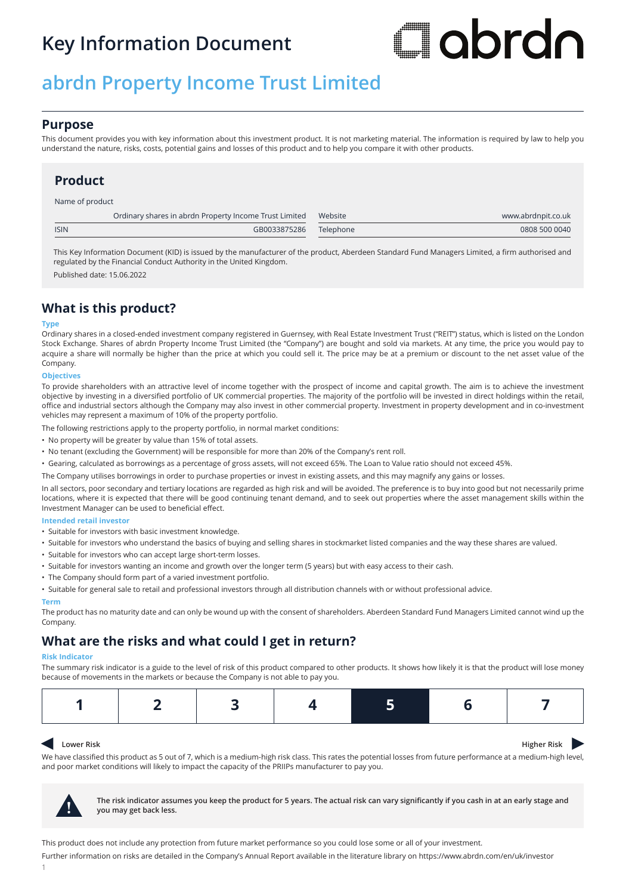# Key Information Document

## abrdn Property Income Trust Limited

## Purpose

This document provides you with key information about this investment product. It is not marketing material. The information is required by law to help you understand the nature, risks, costs, potential gains and losses of this product and to help you compare it with other products.

## Product

| Name of product | Ordinary shares in abrdn Property Income Trust Limited | Website | www.abrdnpit.co.uk |
|---|---|---|---|
| ISIN | GB0033875286 | Telephone | 0808 500 0040 |

This Key Information Document (KID) is issued by the manufacturer of the product, Aberdeen Standard Fund Managers Limited, a firm authorised and regulated by the Financial Conduct Authority in the United Kingdom.

Published date: 15.06.2022

## What is this product?

### Type

Ordinary shares in a closed-ended investment company registered in Guernsey, with Real Estate Investment Trust ("REIT") status, which is listed on the London Stock Exchange. Shares of abrdn Property Income Trust Limited (the "Company") are bought and sold via markets. At any time, the price you would pay to acquire a share will normally be higher than the price at which you could sell it. The price may be at a premium or discount to the net asset value of the Company.

### Objectives

To provide shareholders with an attractive level of income together with the prospect of income and capital growth. The aim is to achieve the investment objective by investing in a diversified portfolio of UK commercial properties. The majority of the portfolio will be invested in direct holdings within the retail, office and industrial sectors although the Company may also invest in other commercial property. Investment in property development and in co-investment vehicles may represent a maximum of 10% of the property portfolio.

The following restrictions apply to the property portfolio, in normal market conditions:

- No property will be greater by value than 15% of total assets.
- No tenant (excluding the Government) will be responsible for more than 20% of the Company's rent roll.
- Gearing, calculated as borrowings as a percentage of gross assets, will not exceed 65%. The Loan to Value ratio should not exceed 45%.

The Company utilises borrowings in order to purchase properties or invest in existing assets, and this may magnify any gains or losses.

In all sectors, poor secondary and tertiary locations are regarded as high risk and will be avoided. The preference is to buy into good but not necessarily prime locations, where it is expected that there will be good continuing tenant demand, and to seek out properties where the asset management skills within the Investment Manager can be used to beneficial effect.

### Intended retail investor

- Suitable for investors with basic investment knowledge.
- Suitable for investors who understand the basics of buying and selling shares in stockmarket listed companies and the way these shares are valued.
- Suitable for investors who can accept large short-term losses.
- Suitable for investors wanting an income and growth over the longer term (5 years) but with easy access to their cash.
- The Company should form part of a varied investment portfolio.
- Suitable for general sale to retail and professional investors through all distribution channels with or without professional advice.

### Term

The product has no maturity date and can only be wound up with the consent of shareholders. Aberdeen Standard Fund Managers Limited cannot wind up the Company.

## What are the risks and what could I get in return?

### Risk Indicator

The summary risk indicator is a guide to the level of risk of this product compared to other products. It shows how likely it is that the product will lose money because of movements in the markets or because the Company is not able to pay you.

| 1 | 2 | 3 | 4 | **5** | 6 | 7 |
|---|---|---|---|---|---|---|

Lower Risk — Higher Risk

We have classified this product as 5 out of 7, which is a medium-high risk class. This rates the potential losses from future performance at a medium-high level, and poor market conditions will likely to impact the capacity of the PRIIPs manufacturer to pay you.

**The risk indicator assumes you keep the product for 5 years. The actual risk can vary significantly if you cash in at an early stage and you may get back less.**

This product does not include any protection from future market performance so you could lose some or all of your investment.

Further information on risks are detailed in the Company's Annual Report available in the literature library on https://www.abrdn.com/en/uk/investor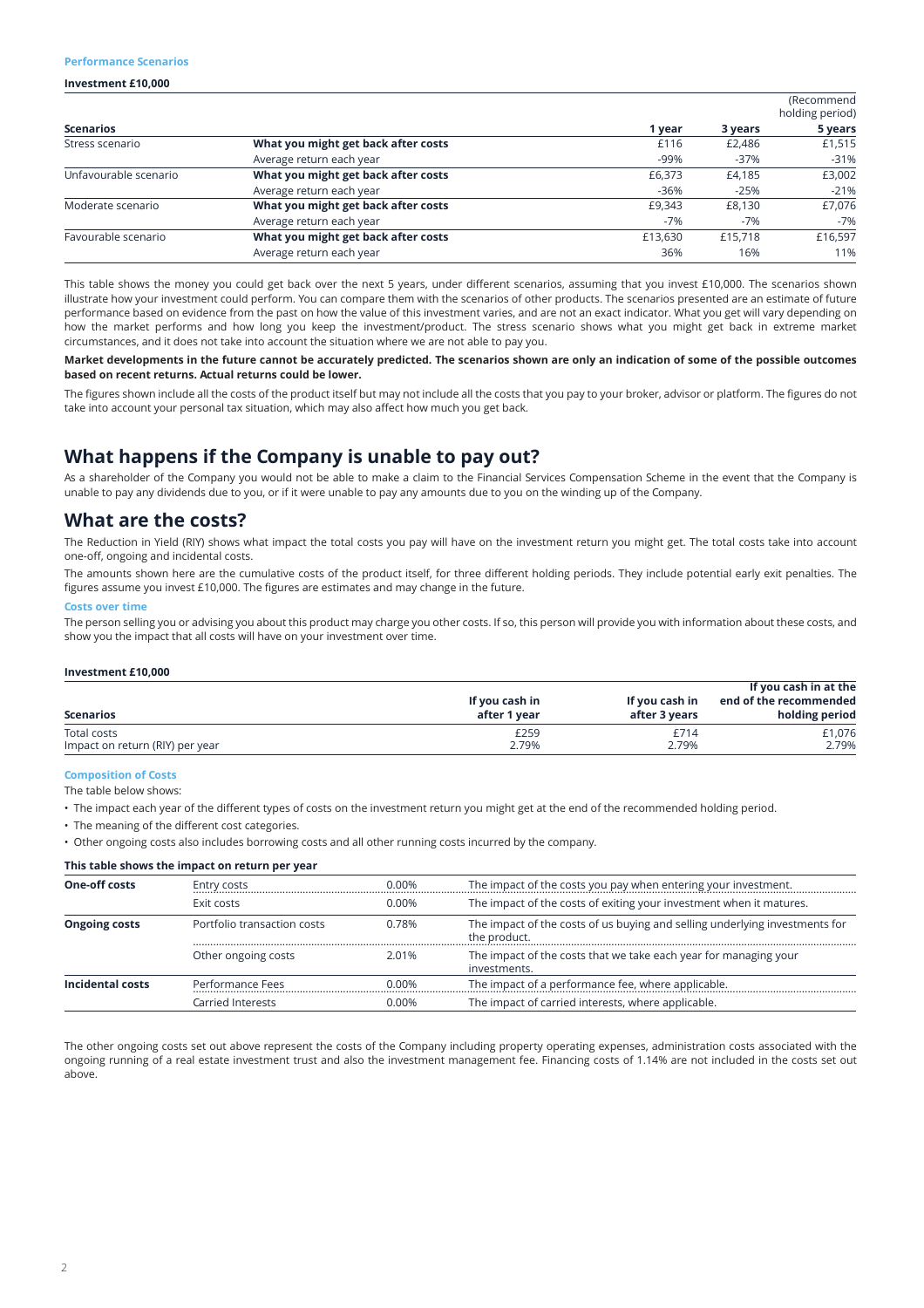### Performance Scenarios

**Investment £10,000**

| Scenarios | | 1 year | 3 years | (Recommend holding period) 5 years |
|---|---|---|---|---|
| Stress scenario | **What you might get back after costs** | £116 | £2,486 | £1,515 |
| | Average return each year | -99% | -37% | -31% |
| Unfavourable scenario | **What you might get back after costs** | £6,373 | £4,185 | £3,002 |
| | Average return each year | -36% | -25% | -21% |
| Moderate scenario | **What you might get back after costs** | £9,343 | £8,130 | £7,076 |
| | Average return each year | -7% | -7% | -7% |
| Favourable scenario | **What you might get back after costs** | £13,630 | £15,718 | £16,597 |
| | Average return each year | 36% | 16% | 11% |

This table shows the money you could get back over the next 5 years, under different scenarios, assuming that you invest £10,000. The scenarios shown illustrate how your investment could perform. You can compare them with the scenarios of other products. The scenarios presented are an estimate of future performance based on evidence from the past on how the value of this investment varies, and are not an exact indicator. What you get will vary depending on how the market performs and how long you keep the investment/product. The stress scenario shows what you might get back in extreme market circumstances, and it does not take into account the situation where we are not able to pay you.

**Market developments in the future cannot be accurately predicted. The scenarios shown are only an indication of some of the possible outcomes based on recent returns. Actual returns could be lower.**

The figures shown include all the costs of the product itself but may not include all the costs that you pay to your broker, advisor or platform. The figures do not take into account your personal tax situation, which may also affect how much you get back.

## What happens if the Company is unable to pay out?

As a shareholder of the Company you would not be able to make a claim to the Financial Services Compensation Scheme in the event that the Company is unable to pay any dividends due to you, or if it were unable to pay any amounts due to you on the winding up of the Company.

## What are the costs?

The Reduction in Yield (RIY) shows what impact the total costs you pay will have on the investment return you might get. The total costs take into account one-off, ongoing and incidental costs.

The amounts shown here are the cumulative costs of the product itself, for three different holding periods. They include potential early exit penalties. The figures assume you invest £10,000. The figures are estimates and may change in the future.

### Costs over time

The person selling you or advising you about this product may charge you other costs. If so, this person will provide you with information about these costs, and show you the impact that all costs will have on your investment over time.

**Investment £10,000**

| Scenarios | If you cash in after 1 year | If you cash in after 3 years | If you cash in at the end of the recommended holding period |
|---|---|---|---|
| Total costs | £259 | £714 | £1,076 |
| Impact on return (RIY) per year | 2.79% | 2.79% | 2.79% |

### Composition of Costs

The table below shows:

- The impact each year of the different types of costs on the investment return you might get at the end of the recommended holding period.
- The meaning of the different cost categories.
- Other ongoing costs also includes borrowing costs and all other running costs incurred by the company.

**This table shows the impact on return per year**

| | | | |
|---|---|---|---|
| **One-off costs** | Entry costs | 0.00% | The impact of the costs you pay when entering your investment. |
| | Exit costs | 0.00% | The impact of the costs of exiting your investment when it matures. |
| **Ongoing costs** | Portfolio transaction costs | 0.78% | The impact of the costs of us buying and selling underlying investments for the product. |
| | Other ongoing costs | 2.01% | The impact of the costs that we take each year for managing your investments. |
| **Incidental costs** | Performance Fees | 0.00% | The impact of a performance fee, where applicable. |
| | Carried Interests | 0.00% | The impact of carried interests, where applicable. |

The other ongoing costs set out above represent the costs of the Company including property operating expenses, administration costs associated with the ongoing running of a real estate investment trust and also the investment management fee. Financing costs of 1.14% are not included in the costs set out above.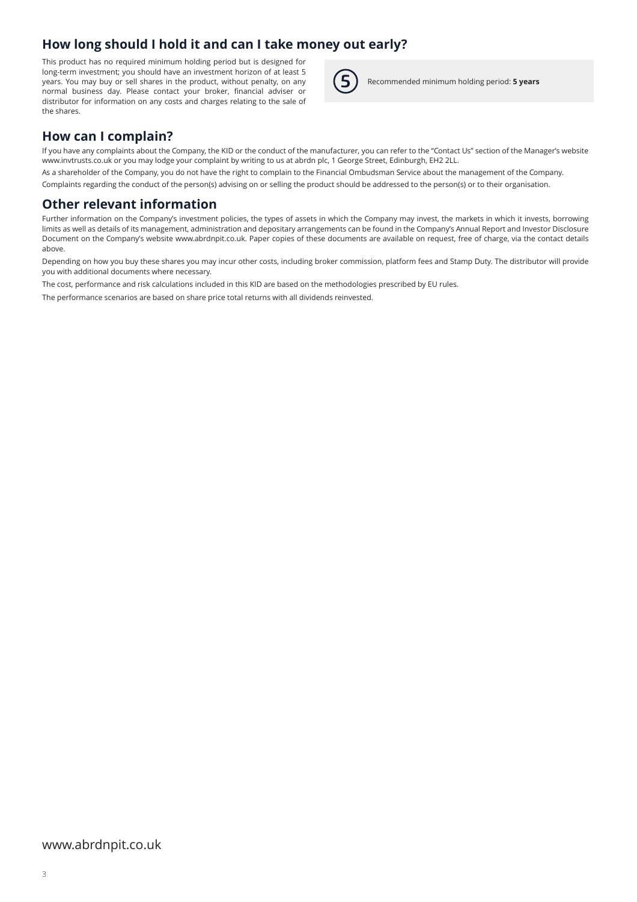## How long should I hold it and can I take money out early?

This product has no required minimum holding period but is designed for long-term investment; you should have an investment horizon of at least 5 years. You may buy or sell shares in the product, without penalty, on any normal business day. Please contact your broker, financial adviser or distributor for information on any costs and charges relating to the sale of the shares.

5

Recommended minimum holding period: **5 years**

## How can I complain?

If you have any complaints about the Company, the KID or the conduct of the manufacturer, you can refer to the "Contact Us" section of the Manager's website www.invtrusts.co.uk or you may lodge your complaint by writing to us at abrdn plc, 1 George Street, Edinburgh, EH2 2LL.

As a shareholder of the Company, you do not have the right to complain to the Financial Ombudsman Service about the management of the Company.

Complaints regarding the conduct of the person(s) advising on or selling the product should be addressed to the person(s) or to their organisation.

## Other relevant information

Further information on the Company's investment policies, the types of assets in which the Company may invest, the markets in which it invests, borrowing limits as well as details of its management, administration and depositary arrangements can be found in the Company's Annual Report and Investor Disclosure Document on the Company's website www.abrdnpit.co.uk. Paper copies of these documents are available on request, free of charge, via the contact details above.

Depending on how you buy these shares you may incur other costs, including broker commission, platform fees and Stamp Duty. The distributor will provide you with additional documents where necessary.

The cost, performance and risk calculations included in this KID are based on the methodologies prescribed by EU rules.

The performance scenarios are based on share price total returns with all dividends reinvested.

www.abrdnpit.co.uk